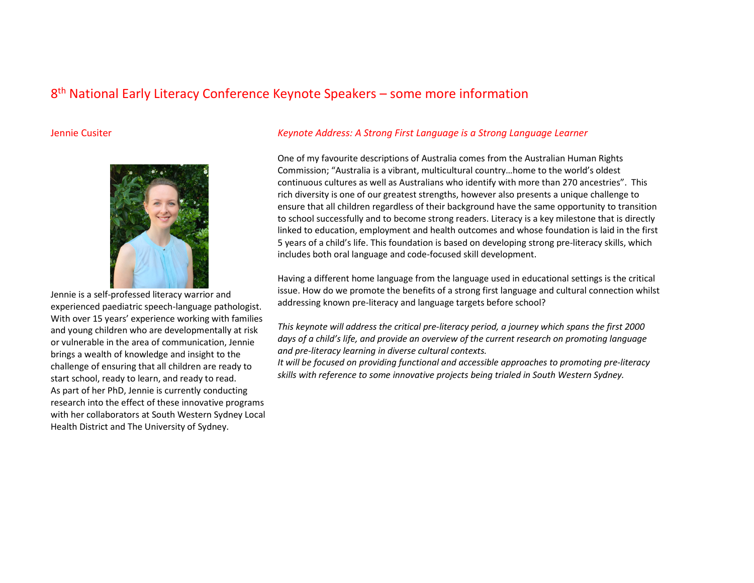# 8th National Early Literacy Conference Keynote Speakers – some more information

## Jennie Cusiter

Jennie is a self-professed literacy warrior and experienced paediatric speech-language pathologist. With over 15 years' experience working with families and young children who are developmentally at risk or vulnerable in the area of communication, Jennie brings a wealth of knowledge and insight to the challenge of ensuring that all children are ready to start school, ready to learn, and ready to read. As part of her PhD, Jennie is currently conducting research into the effect of these innovative programs with her collaborators at South Western Sydney Local Health District and The University of Sydney.

### *Keynote Address: A Strong First Language is a Strong Language Learner*

One of my favourite descriptions of Australia comes from the Australian Human Rights Commission; "Australia is a vibrant, multicultural country…home to the world's oldest continuous cultures as well as Australians who identify with more than 270 ancestries". This rich diversity is one of our greatest strengths, however also presents a unique challenge to ensure that all children regardless of their background have the same opportunity to transition to school successfully and to become strong readers. Literacy is a key milestone that is directly linked to education, employment and health outcomes and whose foundation is laid in the first 5 years of a child's life. This foundation is based on developing strong pre-literacy skills, which includes both oral language and code-focused skill development.

Having a different home language from the language used in educational settings is the critical issue. How do we promote the benefits of a strong first language and cultural connection whilst addressing known pre-literacy and language targets before school?

*This keynote will address the critical pre-literacy period, a journey which spans the first 2000 days of a child's life, and provide an overview of the current research on promoting language and pre-literacy learning in diverse cultural contexts.*
*It will be focused on providing functional and accessible approaches to promoting pre-literacy skills with reference to some innovative projects being trialed in South Western Sydney.*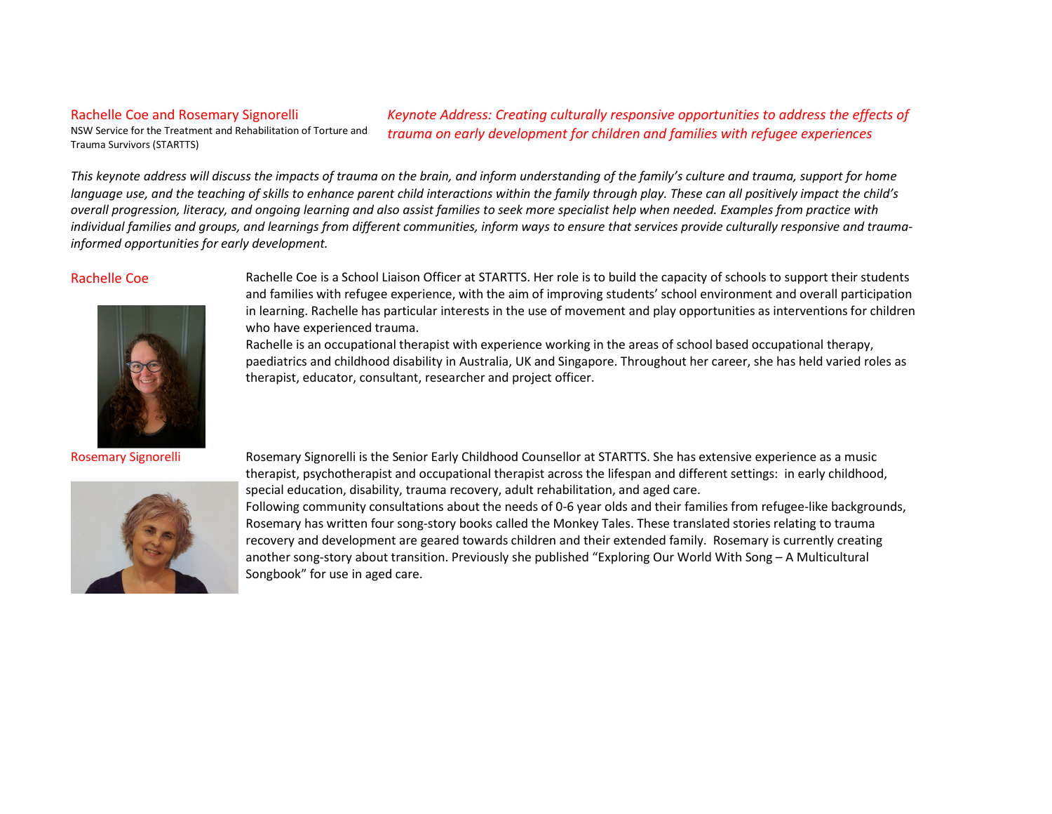## Rachelle Coe and Rosemary Signorelli

NSW Service for the Treatment and Rehabilitation of Torture and Trauma Survivors (STARTTS)

### *Keynote Address: Creating culturally responsive opportunities to address the effects of trauma on early development for children and families with refugee experiences*

*This keynote address will discuss the impacts of trauma on the brain, and inform understanding of the family's culture and trauma, support for home language use, and the teaching of skills to enhance parent child interactions within the family through play. These can all positively impact the child's overall progression, literacy, and ongoing learning and also assist families to seek more specialist help when needed. Examples from practice with individual families and groups, and learnings from different communities, inform ways to ensure that services provide culturally responsive and trauma-informed opportunities for early development.*

### Rachelle Coe

Rachelle Coe is a School Liaison Officer at STARTTS. Her role is to build the capacity of schools to support their students and families with refugee experience, with the aim of improving students' school environment and overall participation in learning. Rachelle has particular interests in the use of movement and play opportunities as interventions for children who have experienced trauma.

Rachelle is an occupational therapist with experience working in the areas of school based occupational therapy, paediatrics and childhood disability in Australia, UK and Singapore. Throughout her career, she has held varied roles as therapist, educator, consultant, researcher and project officer.

### Rosemary Signorelli

Rosemary Signorelli is the Senior Early Childhood Counsellor at STARTTS. She has extensive experience as a music therapist, psychotherapist and occupational therapist across the lifespan and different settings: in early childhood, special education, disability, trauma recovery, adult rehabilitation, and aged care.

Following community consultations about the needs of 0-6 year olds and their families from refugee-like backgrounds, Rosemary has written four song-story books called the Monkey Tales. These translated stories relating to trauma recovery and development are geared towards children and their extended family. Rosemary is currently creating another song-story about transition. Previously she published "Exploring Our World With Song – A Multicultural Songbook" for use in aged care.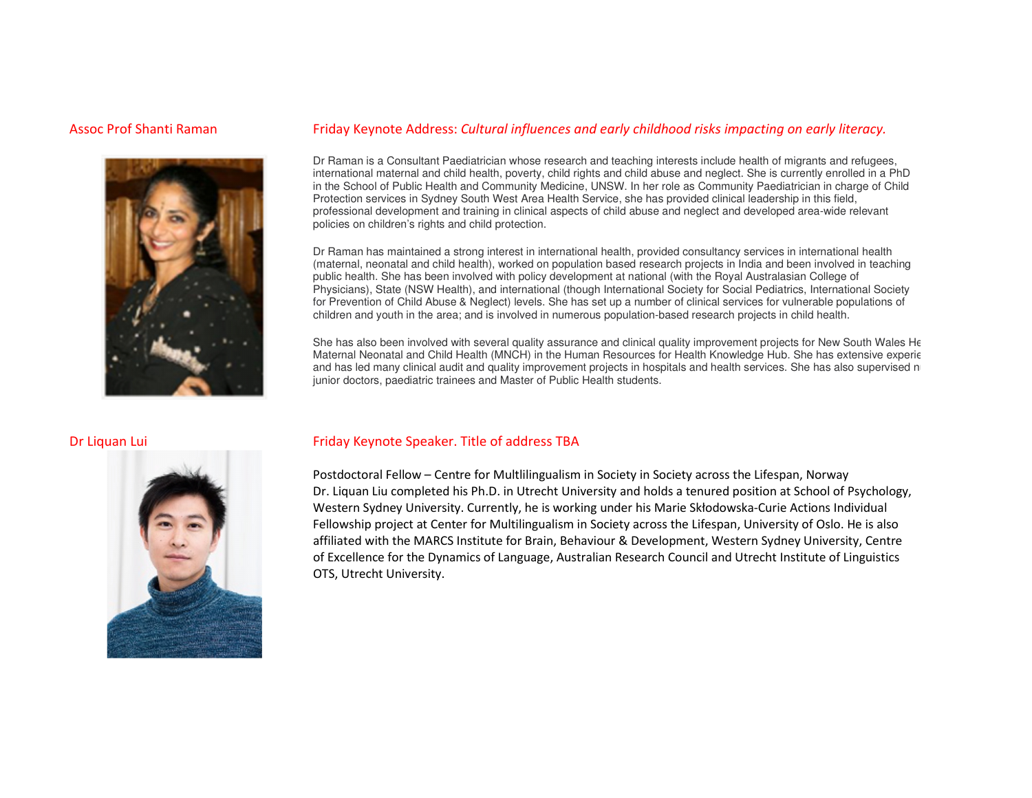## Assoc Prof Shanti Raman

### Friday Keynote Address: *Cultural influences and early childhood risks impacting on early literacy.*

Dr Raman is a Consultant Paediatrician whose research and teaching interests include health of migrants and refugees, international maternal and child health, poverty, child rights and child abuse and neglect. She is currently enrolled in a PhD in the School of Public Health and Community Medicine, UNSW. In her role as Community Paediatrician in charge of Child Protection services in Sydney South West Area Health Service, she has provided clinical leadership in this field, professional development and training in clinical aspects of child abuse and neglect and developed area-wide relevant policies on children's rights and child protection.

Dr Raman has maintained a strong interest in international health, provided consultancy services in international health (maternal, neonatal and child health), worked on population based research projects in India and been involved in teaching public health. She has been involved with policy development at national (with the Royal Australasian College of Physicians), State (NSW Health), and international (though International Society for Social Pediatrics, International Society for Prevention of Child Abuse & Neglect) levels. She has set up a number of clinical services for vulnerable populations of children and youth in the area; and is involved in numerous population-based research projects in child health.

She has also been involved with several quality assurance and clinical quality improvement projects for New South Wales He Maternal Neonatal and Child Health (MNCH) in the Human Resources for Health Knowledge Hub. She has extensive experie and has led many clinical audit and quality improvement projects in hospitals and health services. She has also supervised n junior doctors, paediatric trainees and Master of Public Health students.

## Dr Liquan Lui

### Friday Keynote Speaker. Title of address TBA

Postdoctoral Fellow – Centre for Multlilingualism in Society in Society across the Lifespan, Norway
Dr. Liquan Liu completed his Ph.D. in Utrecht University and holds a tenured position at School of Psychology, Western Sydney University. Currently, he is working under his Marie Skłodowska-Curie Actions Individual Fellowship project at Center for Multilingualism in Society across the Lifespan, University of Oslo. He is also affiliated with the MARCS Institute for Brain, Behaviour & Development, Western Sydney University, Centre of Excellence for the Dynamics of Language, Australian Research Council and Utrecht Institute of Linguistics OTS, Utrecht University.